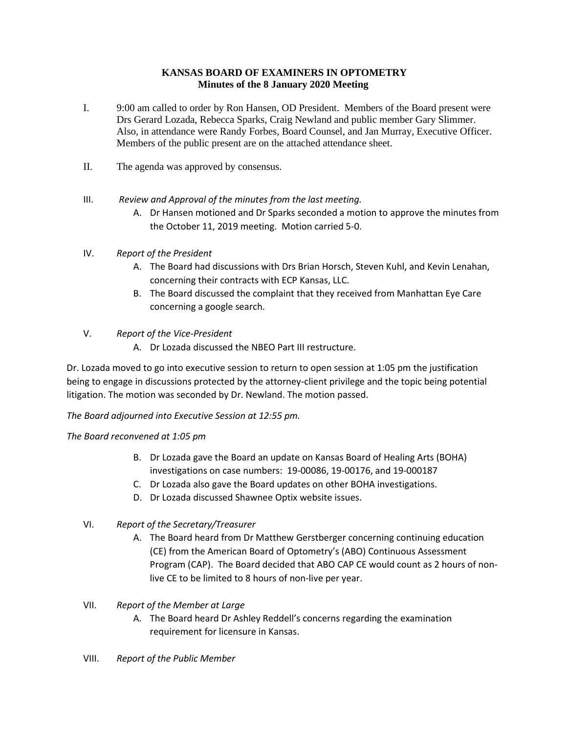# KANSAS BOARD OF EXAMINERS IN OPTOMETRY
## Minutes of the 8 January 2020 Meeting

I. 9:00 am called to order by Ron Hansen, OD President. Members of the Board present were Drs Gerard Lozada, Rebecca Sparks, Craig Newland and public member Gary Slimmer. Also, in attendance were Randy Forbes, Board Counsel, and Jan Murray, Executive Officer. Members of the public present are on the attached attendance sheet.

II. The agenda was approved by consensus.

III. *Review and Approval of the minutes from the last meeting.*
   - A. Dr Hansen motioned and Dr Sparks seconded a motion to approve the minutes from the October 11, 2019 meeting. Motion carried 5-0.

IV. *Report of the President*
   - A. The Board had discussions with Drs Brian Horsch, Steven Kuhl, and Kevin Lenahan, concerning their contracts with ECP Kansas, LLC.
   - B. The Board discussed the complaint that they received from Manhattan Eye Care concerning a google search.

V. *Report of the Vice-President*
   - A. Dr Lozada discussed the NBEO Part III restructure.

Dr. Lozada moved to go into executive session to return to open session at 1:05 pm the justification being to engage in discussions protected by the attorney-client privilege and the topic being potential litigation. The motion was seconded by Dr. Newland. The motion passed.

*The Board adjourned into Executive Session at 12:55 pm.*

*The Board reconvened at 1:05 pm*

   - B. Dr Lozada gave the Board an update on Kansas Board of Healing Arts (BOHA) investigations on case numbers: 19-00086, 19-00176, and 19-000187
   - C. Dr Lozada also gave the Board updates on other BOHA investigations.
   - D. Dr Lozada discussed Shawnee Optix website issues.

VI. *Report of the Secretary/Treasurer*
   - A. The Board heard from Dr Matthew Gerstberger concerning continuing education (CE) from the American Board of Optometry's (ABO) Continuous Assessment Program (CAP). The Board decided that ABO CAP CE would count as 2 hours of non-live CE to be limited to 8 hours of non-live per year.

VII. *Report of the Member at Large*
   - A. The Board heard Dr Ashley Reddell's concerns regarding the examination requirement for licensure in Kansas.

VIII. *Report of the Public Member*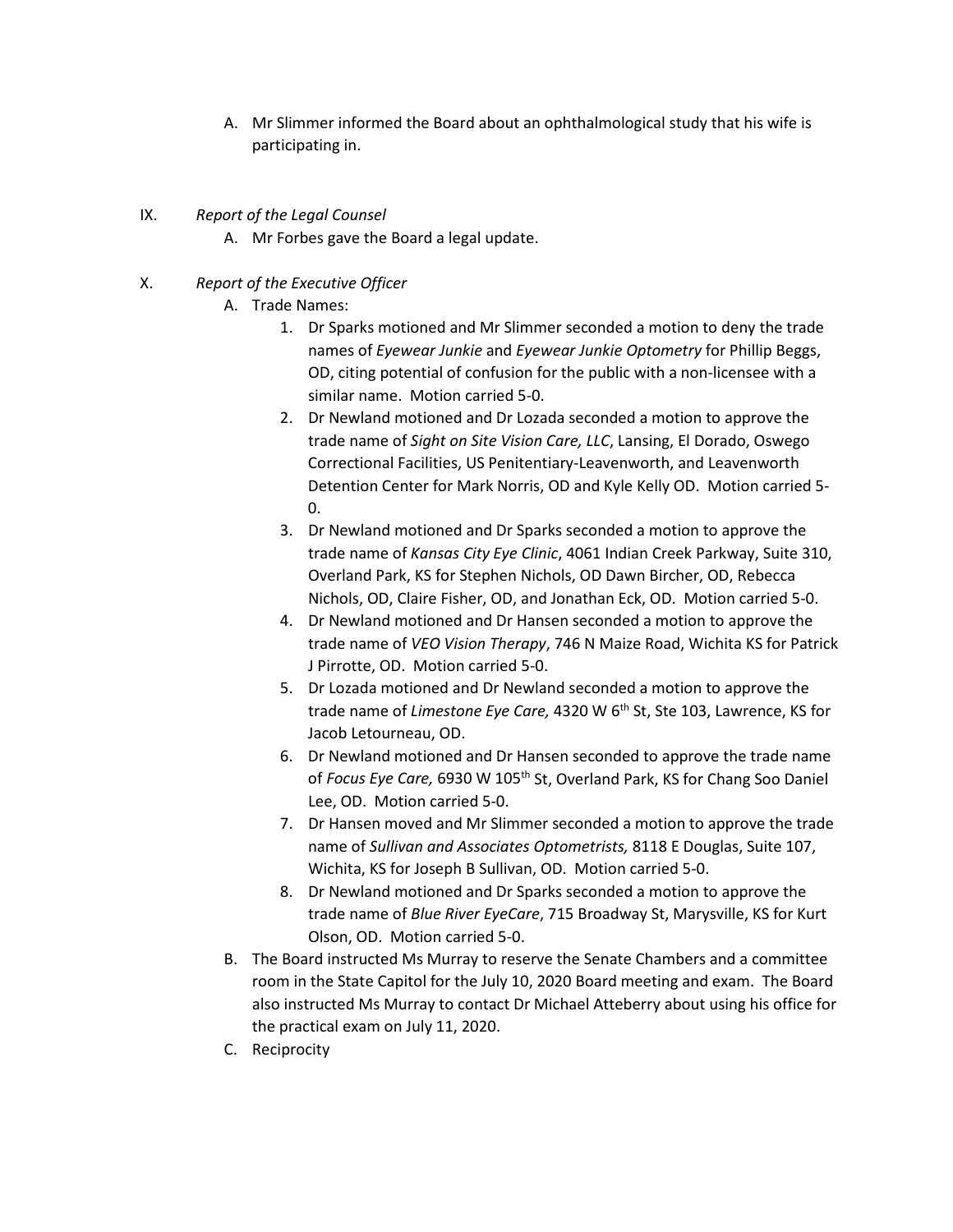A. Mr Slimmer informed the Board about an ophthalmological study that his wife is participating in.

IX. *Report of the Legal Counsel*

A. Mr Forbes gave the Board a legal update.

X. *Report of the Executive Officer*

A. Trade Names:

1. Dr Sparks motioned and Mr Slimmer seconded a motion to deny the trade names of *Eyewear Junkie* and *Eyewear Junkie Optometry* for Phillip Beggs, OD, citing potential of confusion for the public with a non-licensee with a similar name. Motion carried 5-0.
2. Dr Newland motioned and Dr Lozada seconded a motion to approve the trade name of *Sight on Site Vision Care, LLC*, Lansing, El Dorado, Oswego Correctional Facilities, US Penitentiary-Leavenworth, and Leavenworth Detention Center for Mark Norris, OD and Kyle Kelly OD. Motion carried 5-0.
3. Dr Newland motioned and Dr Sparks seconded a motion to approve the trade name of *Kansas City Eye Clinic*, 4061 Indian Creek Parkway, Suite 310, Overland Park, KS for Stephen Nichols, OD Dawn Bircher, OD, Rebecca Nichols, OD, Claire Fisher, OD, and Jonathan Eck, OD. Motion carried 5-0.
4. Dr Newland motioned and Dr Hansen seconded a motion to approve the trade name of *VEO Vision Therapy*, 746 N Maize Road, Wichita KS for Patrick J Pirrotte, OD. Motion carried 5-0.
5. Dr Lozada motioned and Dr Newland seconded a motion to approve the trade name of *Limestone Eye Care,* 4320 W 6th St, Ste 103, Lawrence, KS for Jacob Letourneau, OD.
6. Dr Newland motioned and Dr Hansen seconded to approve the trade name of *Focus Eye Care,* 6930 W 105th St, Overland Park, KS for Chang Soo Daniel Lee, OD. Motion carried 5-0.
7. Dr Hansen moved and Mr Slimmer seconded a motion to approve the trade name of *Sullivan and Associates Optometrists,* 8118 E Douglas, Suite 107, Wichita, KS for Joseph B Sullivan, OD. Motion carried 5-0.
8. Dr Newland motioned and Dr Sparks seconded a motion to approve the trade name of *Blue River EyeCare*, 715 Broadway St, Marysville, KS for Kurt Olson, OD. Motion carried 5-0.

B. The Board instructed Ms Murray to reserve the Senate Chambers and a committee room in the State Capitol for the July 10, 2020 Board meeting and exam. The Board also instructed Ms Murray to contact Dr Michael Atteberry about using his office for the practical exam on July 11, 2020.

C. Reciprocity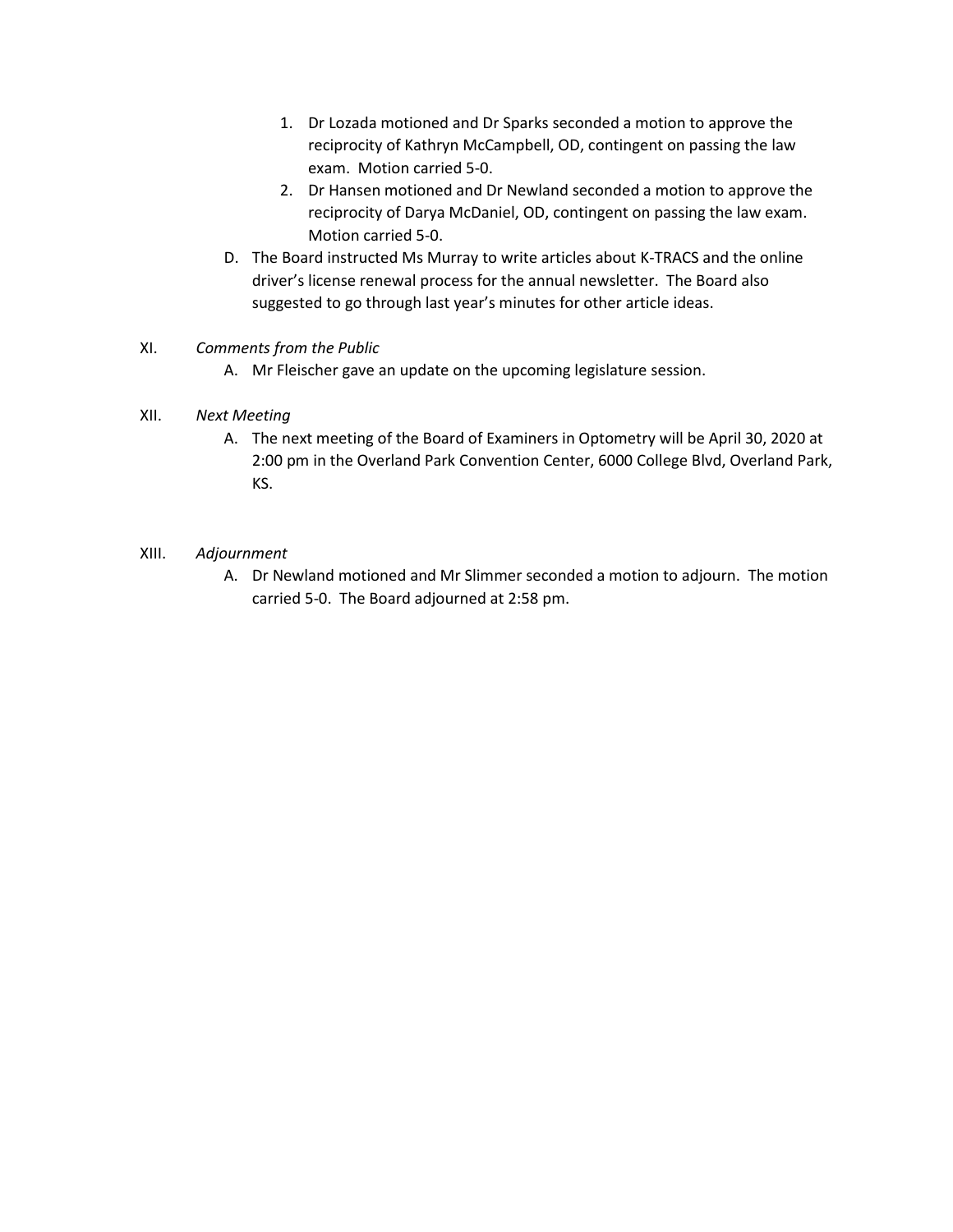1. Dr Lozada motioned and Dr Sparks seconded a motion to approve the reciprocity of Kathryn McCampbell, OD, contingent on passing the law exam. Motion carried 5-0.
2. Dr Hansen motioned and Dr Newland seconded a motion to approve the reciprocity of Darya McDaniel, OD, contingent on passing the law exam. Motion carried 5-0.

D. The Board instructed Ms Murray to write articles about K-TRACS and the online driver's license renewal process for the annual newsletter. The Board also suggested to go through last year's minutes for other article ideas.

XI. *Comments from the Public*

A. Mr Fleischer gave an update on the upcoming legislature session.

XII. *Next Meeting*

A. The next meeting of the Board of Examiners in Optometry will be April 30, 2020 at 2:00 pm in the Overland Park Convention Center, 6000 College Blvd, Overland Park, KS.

XIII. *Adjournment*

A. Dr Newland motioned and Mr Slimmer seconded a motion to adjourn. The motion carried 5-0. The Board adjourned at 2:58 pm.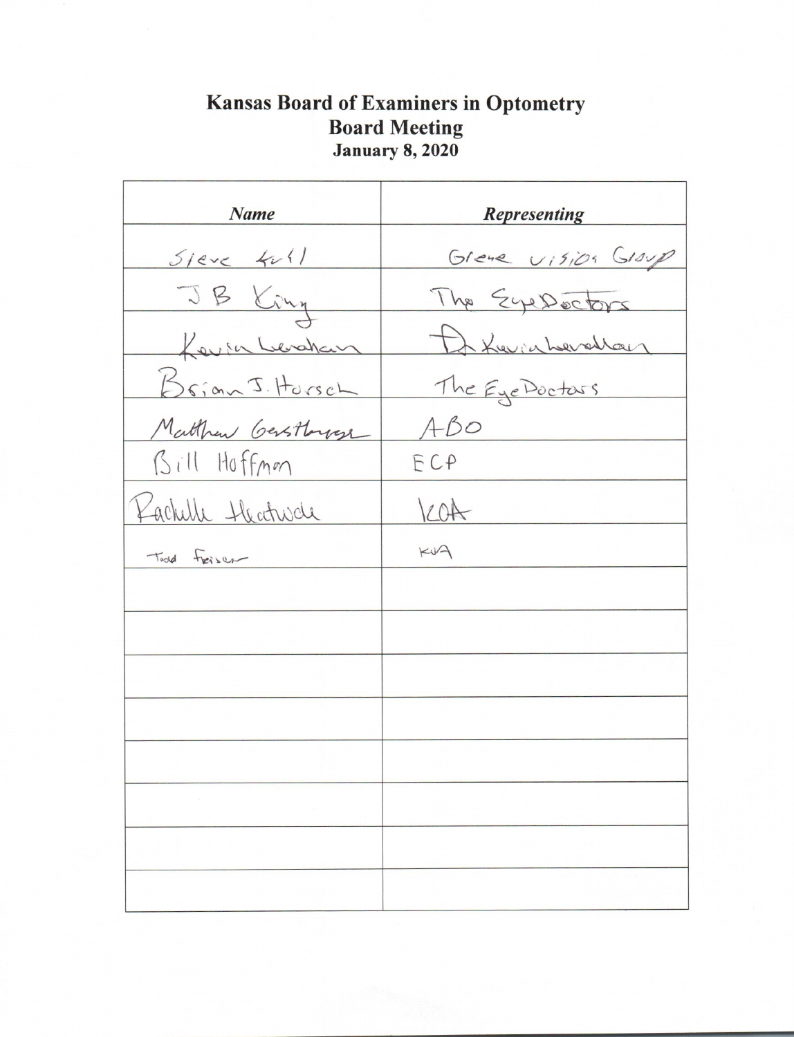# Kansas Board of Examiners in Optometry
## Board Meeting
### January 8, 2020

| *Name* | *Representing* |
|---|---|
| Steve Kull | Grene Vision Group |
| J B King | The EyeDoctors |
| Kevin Lenahan | Dr Kevin Lenahan |
| Brian J. Horsch | The EyeDoctors |
| Matthew Gerstberger | ABO |
| Bill Hoffman | ECP |
| Rachelle Heatwole | KOA |
| Todd Freiser | KOA |
| | |
| | |
| | |
| | |
| | |
| | |
| | |
| | |